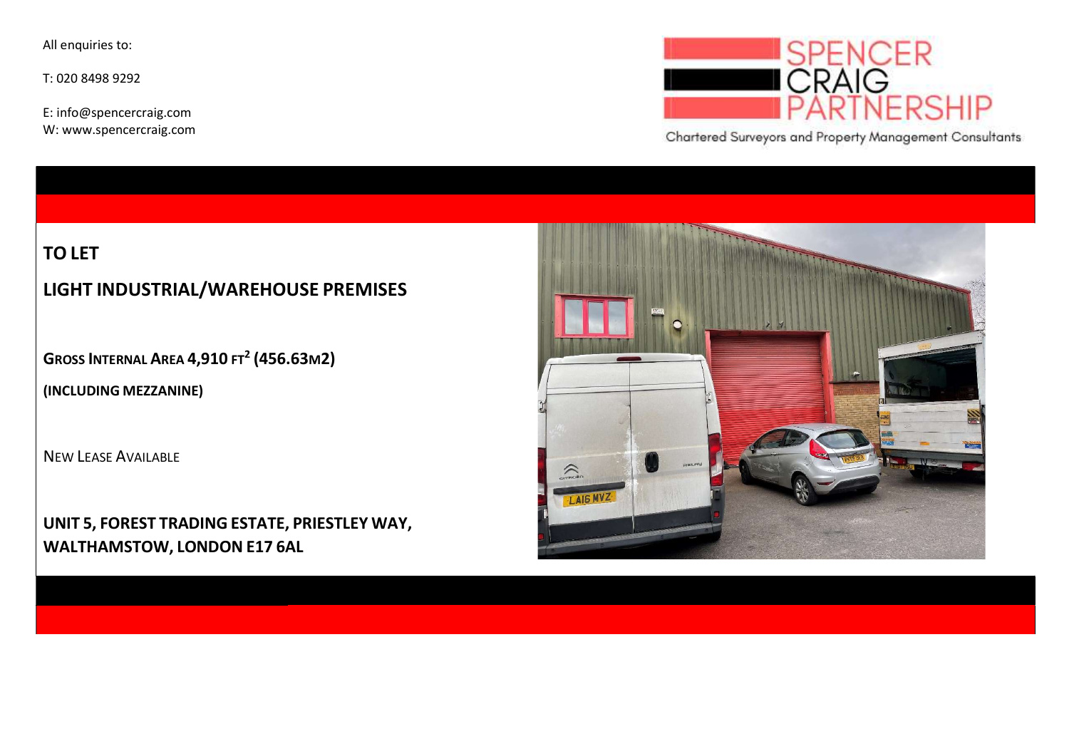All enquiries to:

T: 020 8498 9292

E: info@spencercraig.com
W: www.spencercraig.com

SPENCER
CRAIG
PARTNERSHIP

Chartered Surveyors and Property Management Consultants

## TO LET

## LIGHT INDUSTRIAL/WAREHOUSE PREMISES

**GROSS INTERNAL AREA 4,910 FT² (456.63M2)**

**(INCLUDING MEZZANINE)**

NEW LEASE AVAILABLE

**UNIT 5, FOREST TRADING ESTATE, PRIESTLEY WAY, WALTHAMSTOW, LONDON E17 6AL**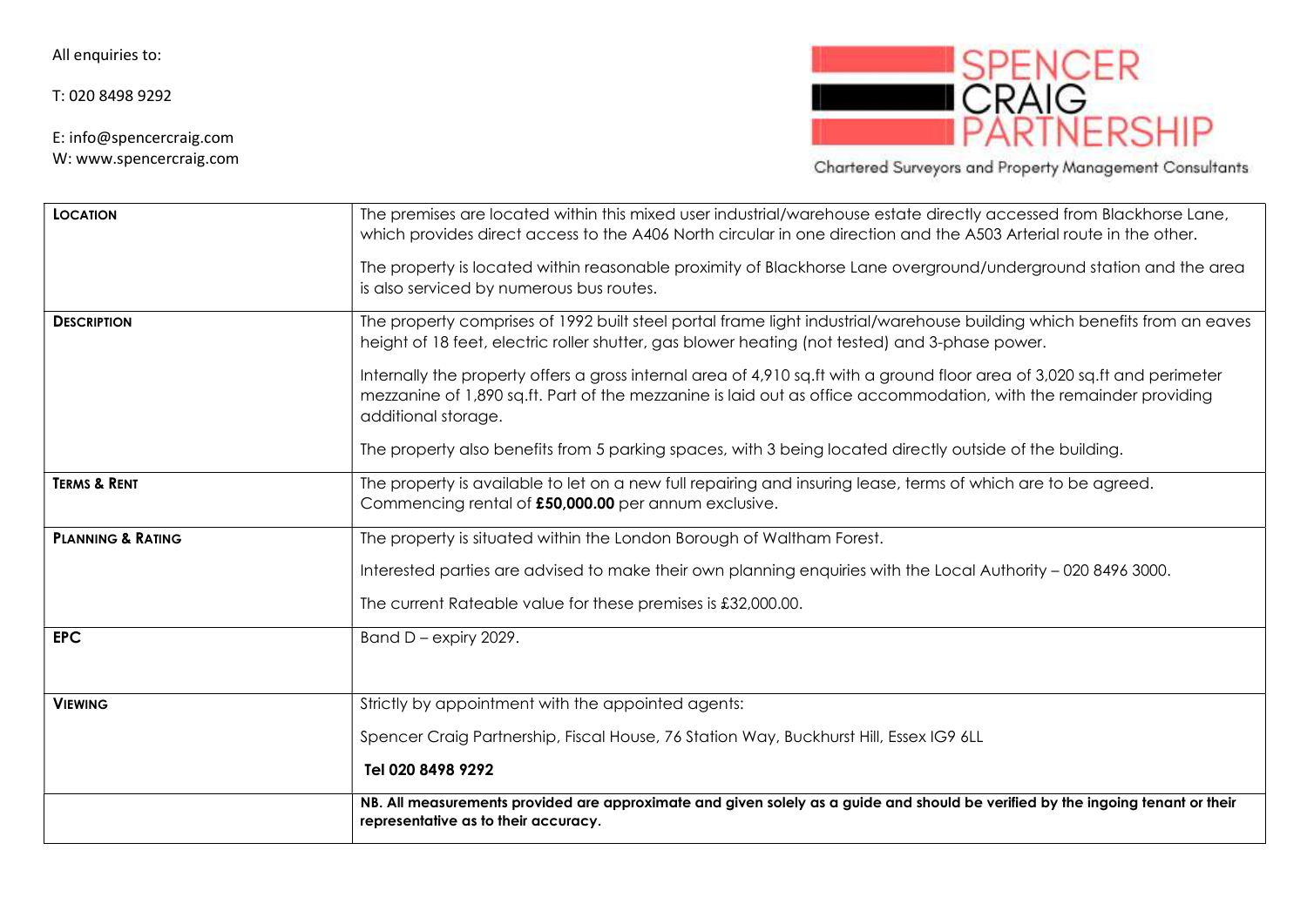All enquiries to:

T: 020 8498 9292

E: info@spencercraig.com
W: www.spencercraig.com

SPENCER CRAIG PARTNERSHIP

Chartered Surveyors and Property Management Consultants

| | |
|---|---|
| **LOCATION** | The premises are located within this mixed user industrial/warehouse estate directly accessed from Blackhorse Lane, which provides direct access to the A406 North circular in one direction and the A503 Arterial route in the other.<br><br>The property is located within reasonable proximity of Blackhorse Lane overground/underground station and the area is also serviced by numerous bus routes. |
| **DESCRIPTION** | The property comprises of 1992 built steel portal frame light industrial/warehouse building which benefits from an eaves height of 18 feet, electric roller shutter, gas blower heating (not tested) and 3-phase power.<br><br>Internally the property offers a gross internal area of 4,910 sq.ft with a ground floor area of 3,020 sq.ft and perimeter mezzanine of 1,890 sq.ft. Part of the mezzanine is laid out as office accommodation, with the remainder providing additional storage.<br><br>The property also benefits from 5 parking spaces, with 3 being located directly outside of the building. |
| **TERMS & RENT** | The property is available to let on a new full repairing and insuring lease, terms of which are to be agreed. Commencing rental of **£50,000.00** per annum exclusive. |
| **PLANNING & RATING** | The property is situated within the London Borough of Waltham Forest.<br><br>Interested parties are advised to make their own planning enquiries with the Local Authority – 020 8496 3000.<br><br>The current Rateable value for these premises is £32,000.00. |
| **EPC** | Band D – expiry 2029. |
| **VIEWING** | Strictly by appointment with the appointed agents:<br><br>Spencer Craig Partnership, Fiscal House, 76 Station Way, Buckhurst Hill, Essex IG9 6LL<br><br>**Tel 020 8498 9292** |
| | **NB. All measurements provided are approximate and given solely as a guide and should be verified by the ingoing tenant or their representative as to their accuracy.** |